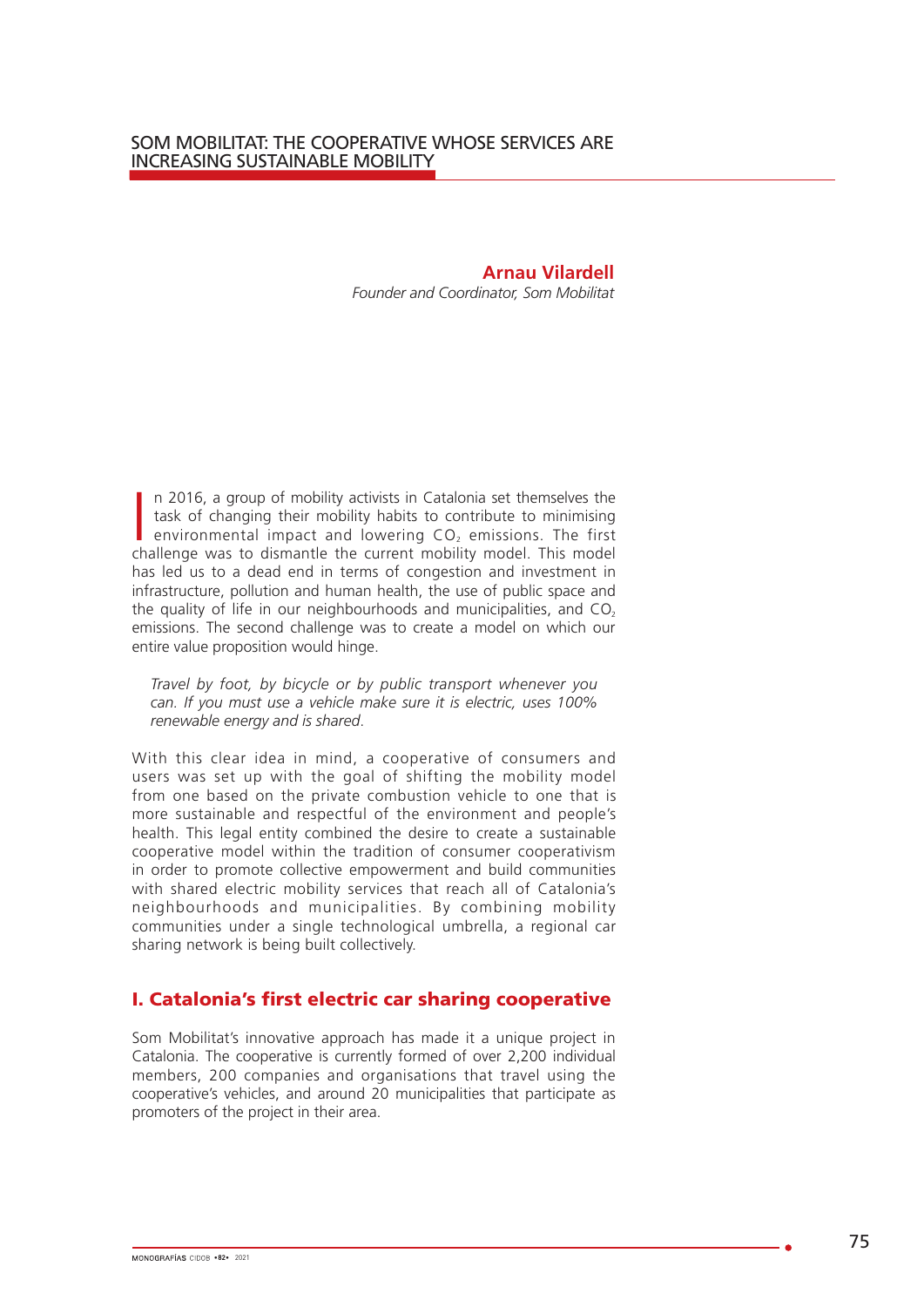# SOM MOBILITAT: THE COOPERATIVE WHOSE SERVICES ARE INCREASING SUSTAINABLE MOBILITY

**Arnau Vilardell**
*Founder and Coordinator, Som Mobilitat*

In 2016, a group of mobility activists in Catalonia set themselves the task of changing their mobility habits to contribute to minimising environmental impact and lowering $CO_2$ emissions. The first challenge was to dismantle the current mobility model. This model has led us to a dead end in terms of congestion and investment in infrastructure, pollution and human health, the use of public space and the quality of life in our neighbourhoods and municipalities, and $CO_2$ emissions. The second challenge was to create a model on which our entire value proposition would hinge.

> *Travel by foot, by bicycle or by public transport whenever you can. If you must use a vehicle make sure it is electric, uses 100% renewable energy and is shared.*

With this clear idea in mind, a cooperative of consumers and users was set up with the goal of shifting the mobility model from one based on the private combustion vehicle to one that is more sustainable and respectful of the environment and people's health. This legal entity combined the desire to create a sustainable cooperative model within the tradition of consumer cooperativism in order to promote collective empowerment and build communities with shared electric mobility services that reach all of Catalonia's neighbourhoods and municipalities. By combining mobility communities under a single technological umbrella, a regional car sharing network is being built collectively.

## I. Catalonia's first electric car sharing cooperative

Som Mobilitat's innovative approach has made it a unique project in Catalonia. The cooperative is currently formed of over 2,200 individual members, 200 companies and organisations that travel using the cooperative's vehicles, and around 20 municipalities that participate as promoters of the project in their area.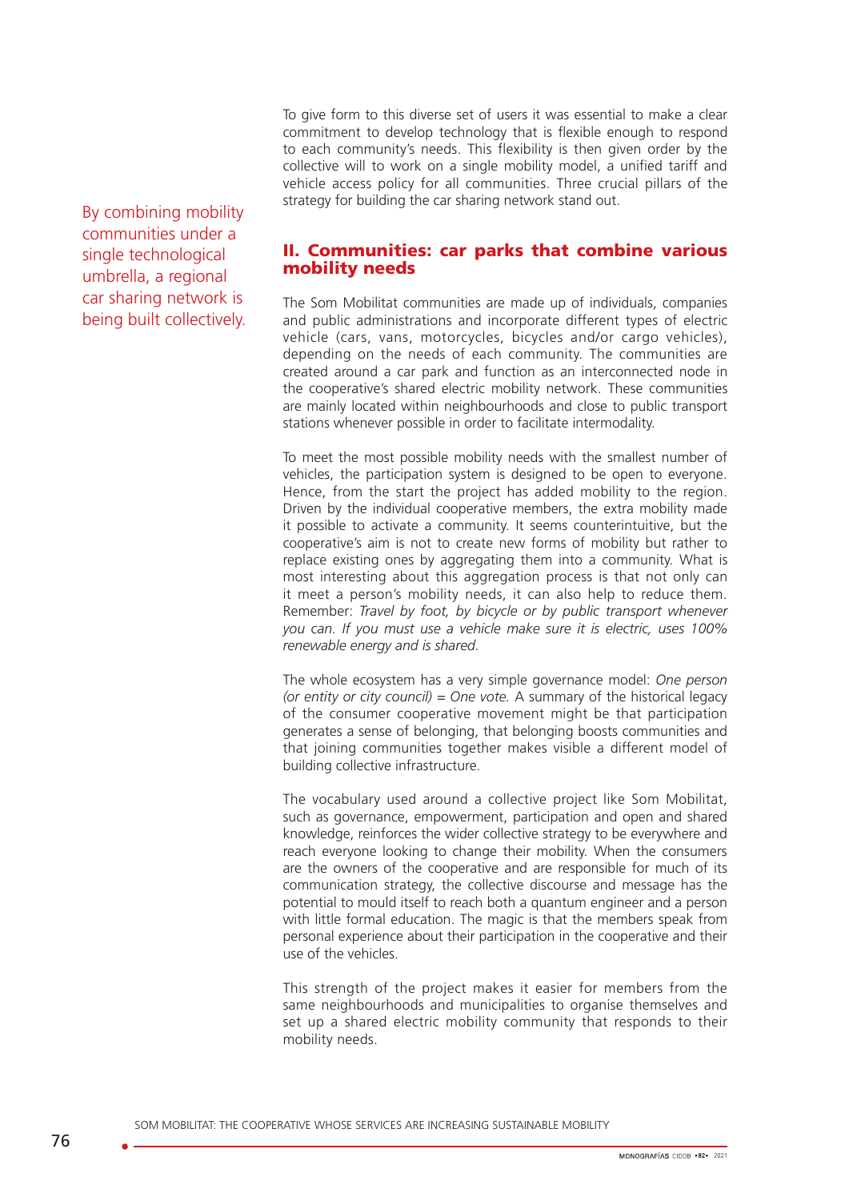To give form to this diverse set of users it was essential to make a clear commitment to develop technology that is flexible enough to respond to each community's needs. This flexibility is then given order by the collective will to work on a single mobility model, a unified tariff and vehicle access policy for all communities. Three crucial pillars of the strategy for building the car sharing network stand out.

By combining mobility communities under a single technological umbrella, a regional car sharing network is being built collectively.

## II. Communities: car parks that combine various mobility needs

The Som Mobilitat communities are made up of individuals, companies and public administrations and incorporate different types of electric vehicle (cars, vans, motorcycles, bicycles and/or cargo vehicles), depending on the needs of each community. The communities are created around a car park and function as an interconnected node in the cooperative's shared electric mobility network. These communities are mainly located within neighbourhoods and close to public transport stations whenever possible in order to facilitate intermodality.

To meet the most possible mobility needs with the smallest number of vehicles, the participation system is designed to be open to everyone. Hence, from the start the project has added mobility to the region. Driven by the individual cooperative members, the extra mobility made it possible to activate a community. It seems counterintuitive, but the cooperative's aim is not to create new forms of mobility but rather to replace existing ones by aggregating them into a community. What is most interesting about this aggregation process is that not only can it meet a person's mobility needs, it can also help to reduce them. Remember: *Travel by foot, by bicycle or by public transport whenever you can. If you must use a vehicle make sure it is electric, uses 100% renewable energy and is shared.*

The whole ecosystem has a very simple governance model: *One person (or entity or city council) = One vote.* A summary of the historical legacy of the consumer cooperative movement might be that participation generates a sense of belonging, that belonging boosts communities and that joining communities together makes visible a different model of building collective infrastructure.

The vocabulary used around a collective project like Som Mobilitat, such as governance, empowerment, participation and open and shared knowledge, reinforces the wider collective strategy to be everywhere and reach everyone looking to change their mobility. When the consumers are the owners of the cooperative and are responsible for much of its communication strategy, the collective discourse and message has the potential to mould itself to reach both a quantum engineer and a person with little formal education. The magic is that the members speak from personal experience about their participation in the cooperative and their use of the vehicles.

This strength of the project makes it easier for members from the same neighbourhoods and municipalities to organise themselves and set up a shared electric mobility community that responds to their mobility needs.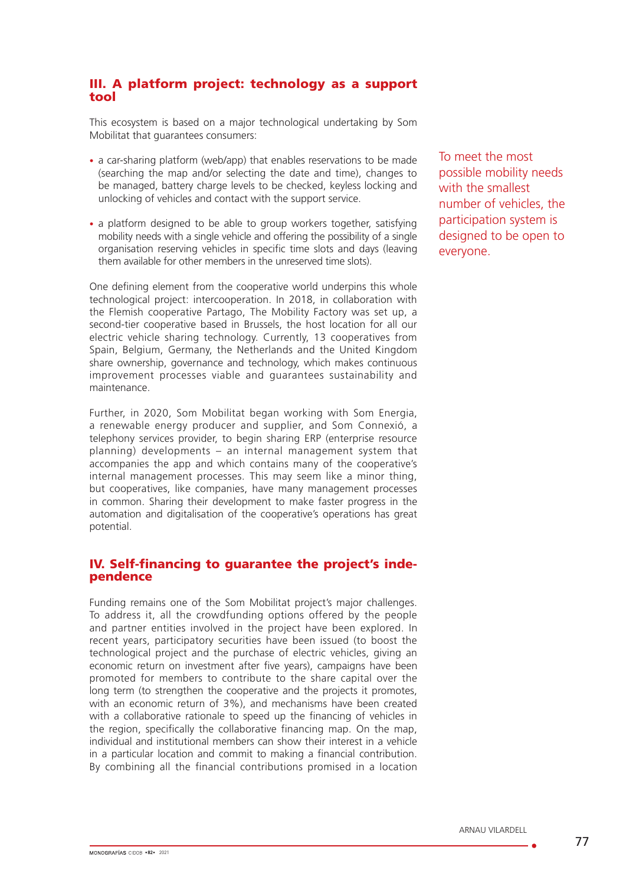## III. A platform project: technology as a support tool

This ecosystem is based on a major technological undertaking by Som Mobilitat that guarantees consumers:

- a car-sharing platform (web/app) that enables reservations to be made (searching the map and/or selecting the date and time), changes to be managed, battery charge levels to be checked, keyless locking and unlocking of vehicles and contact with the support service.
- a platform designed to be able to group workers together, satisfying mobility needs with a single vehicle and offering the possibility of a single organisation reserving vehicles in specific time slots and days (leaving them available for other members in the unreserved time slots).

To meet the most possible mobility needs with the smallest number of vehicles, the participation system is designed to be open to everyone.

One defining element from the cooperative world underpins this whole technological project: intercooperation. In 2018, in collaboration with the Flemish cooperative Partago, The Mobility Factory was set up, a second-tier cooperative based in Brussels, the host location for all our electric vehicle sharing technology. Currently, 13 cooperatives from Spain, Belgium, Germany, the Netherlands and the United Kingdom share ownership, governance and technology, which makes continuous improvement processes viable and guarantees sustainability and maintenance.

Further, in 2020, Som Mobilitat began working with Som Energia, a renewable energy producer and supplier, and Som Connexió, a telephony services provider, to begin sharing ERP (enterprise resource planning) developments – an internal management system that accompanies the app and which contains many of the cooperative's internal management processes. This may seem like a minor thing, but cooperatives, like companies, have many management processes in common. Sharing their development to make faster progress in the automation and digitalisation of the cooperative's operations has great potential.

## IV. Self-financing to guarantee the project's independence

Funding remains one of the Som Mobilitat project's major challenges. To address it, all the crowdfunding options offered by the people and partner entities involved in the project have been explored. In recent years, participatory securities have been issued (to boost the technological project and the purchase of electric vehicles, giving an economic return on investment after five years), campaigns have been promoted for members to contribute to the share capital over the long term (to strengthen the cooperative and the projects it promotes, with an economic return of 3%), and mechanisms have been created with a collaborative rationale to speed up the financing of vehicles in the region, specifically the collaborative financing map. On the map, individual and institutional members can show their interest in a vehicle in a particular location and commit to making a financial contribution. By combining all the financial contributions promised in a location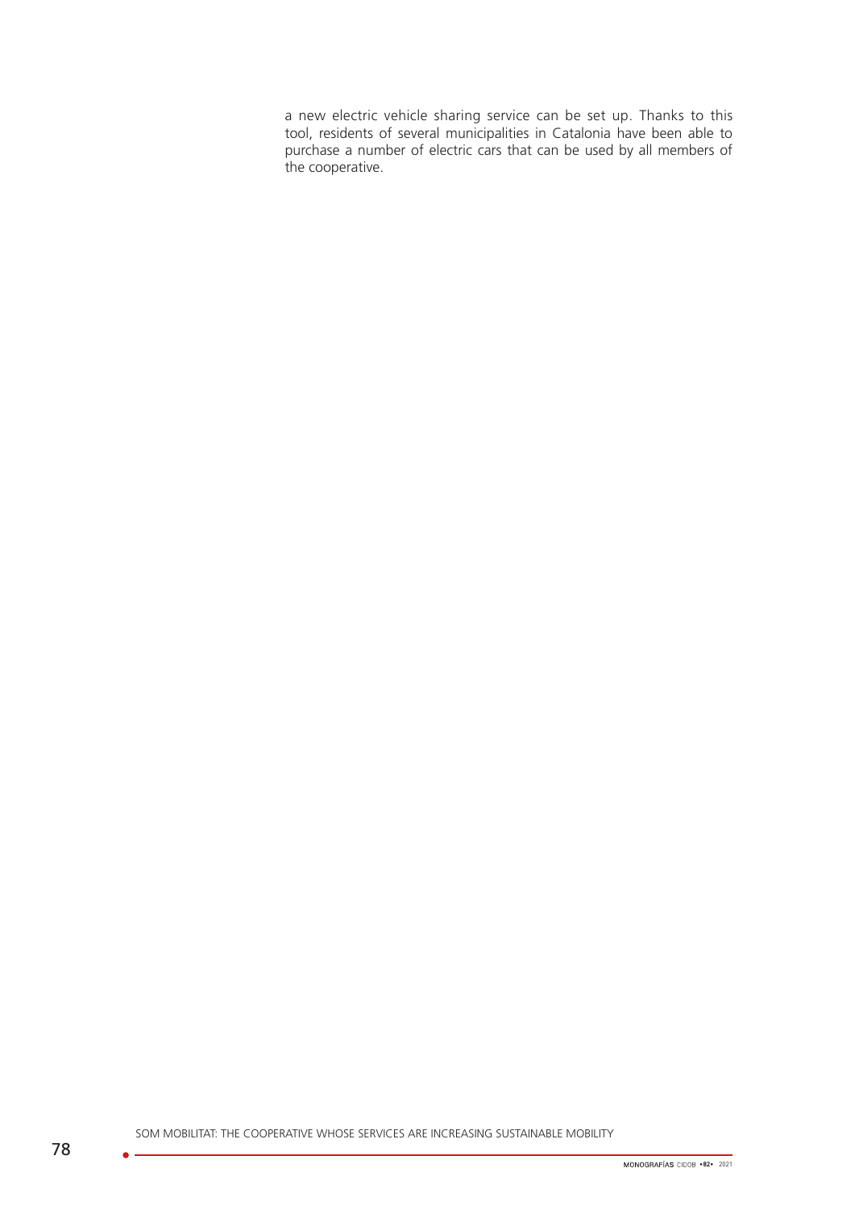a new electric vehicle sharing service can be set up. Thanks to this tool, residents of several municipalities in Catalonia have been able to purchase a number of electric cars that can be used by all members of the cooperative.